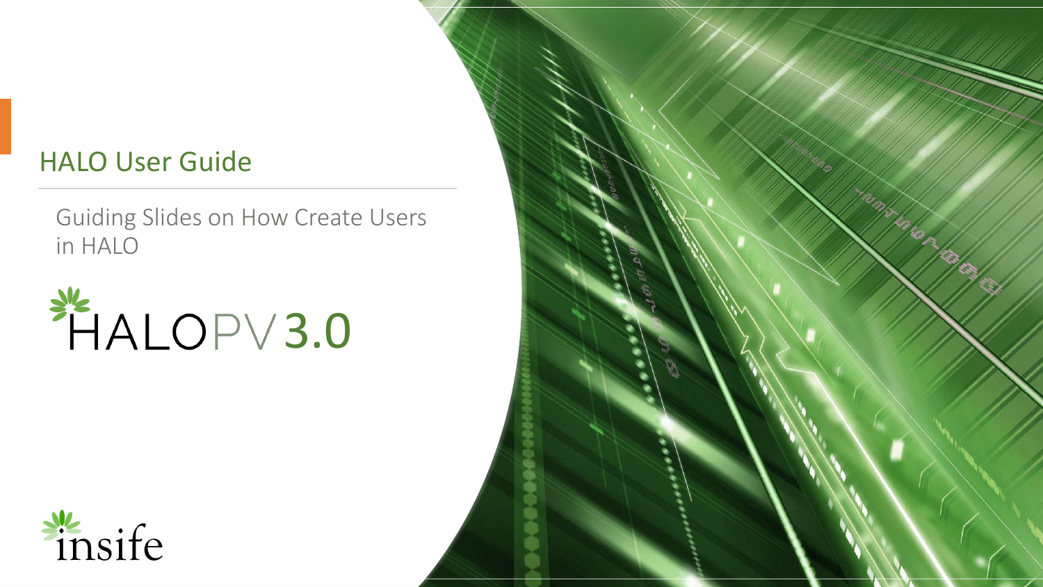# HALO User Guide

Guiding Slides on How Create Users in HALO

HALOPV 3.0

insife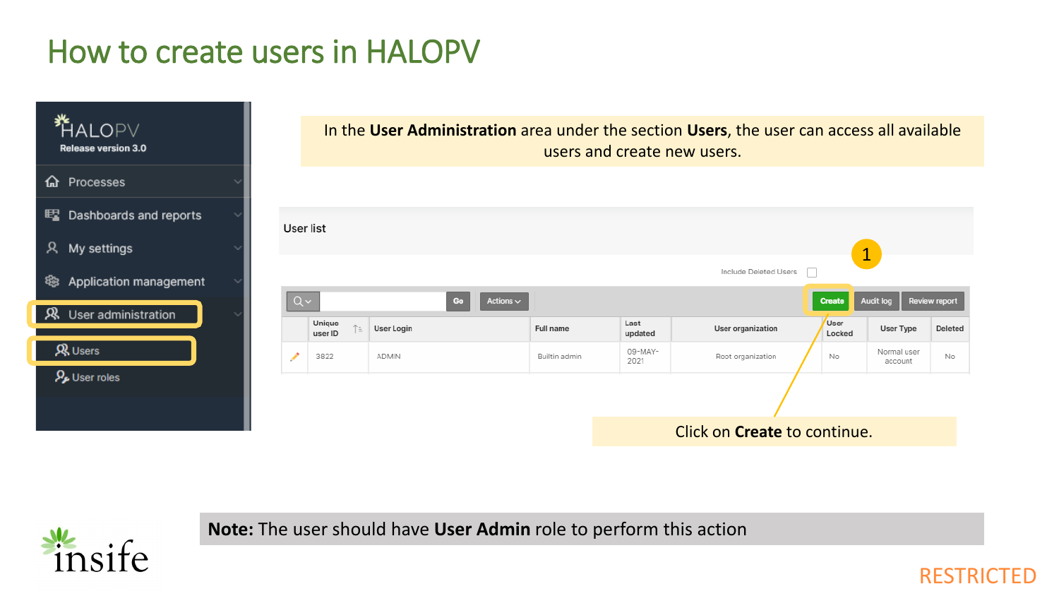# How to create users in HALOPV

In the **User Administration** area under the section **Users**, the user can access all available users and create new users.

HALOPV
Release version 3.0

- Processes
- Dashboards and reports
- My settings
- Application management
- User administration
  - Users
  - User roles

User list

Include Deleted Users

Go | Actions | Create | Audit log | Review report

| | Unique user ID | User Login | Full name | Last updated | User organization | User Locked | User Type | Deleted |
|---|---|---|---|---|---|---|---|---|
| | 3822 | ADMIN | Builtin admin | 09-MAY-2021 | Root organization | No | Normal user account | No |

1

Click on **Create** to continue.

**Note:** The user should have **User Admin** role to perform this action

RESTRICTED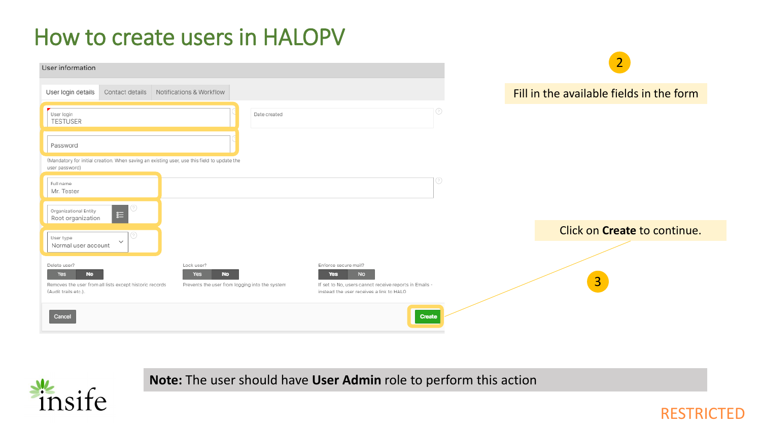# How to create users in HALOPV

**User information**

User login details | Contact details | Notifications & Workflow

- User login: TESTUSER
- Date created
- Password

(Mandatory for initial creation. When saving an existing user, use this field to update the user password)

- Full name: Mr. Tester
- Organizational Entity: Root organization
- User type: Normal user account

Delete user? Yes | No
Removes the user from all lists except historic records (Audit trails etc.).

Lock user? Yes | No
Prevents the user from logging into the system

Enforce secure mail? Yes | No
If set to No, users cannot receive reports in Emails - instead the user receives a link to HALO

Cancel | Create

2

Fill in the available fields in the form

Click on **Create** to continue.

3

**Note:** The user should have **User Admin** role to perform this action

insife

RESTRICTED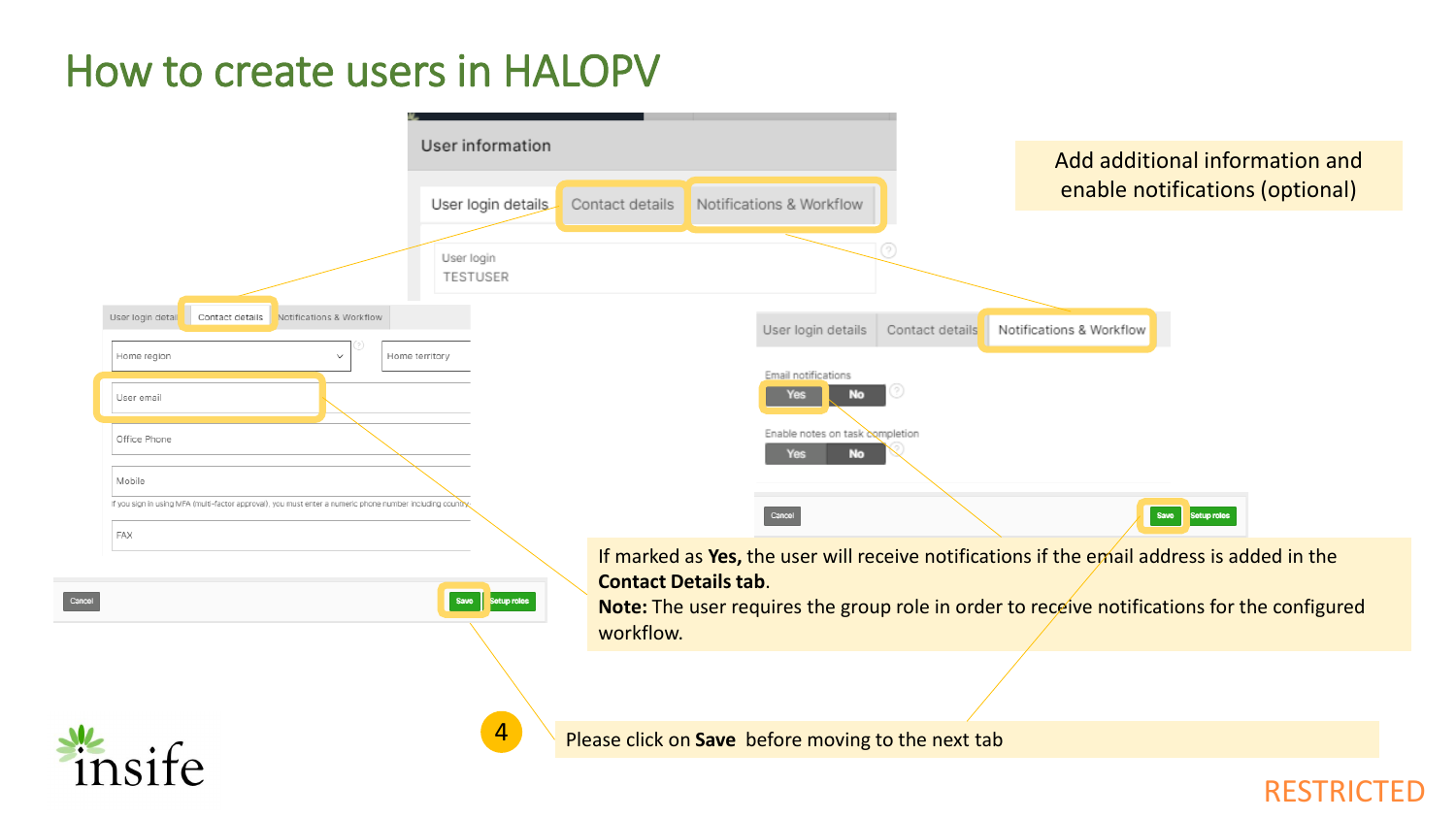# How to create users in HALOPV

Add additional information and enable notifications (optional)

User information

User login details | Contact details | Notifications & Workflow

User login
TESTUSER

User login details | Contact details | Notifications & Workflow

Home region | Home territory

User email

Office Phone

Mobile

If you sign in using MFA (multi-factor approval), you must enter a numeric phone number including country

FAX

Cancel | Save | Setup roles

User login details | Contact details | Notifications & Workflow

Email notifications
Yes | No

Enable notes on task completion
Yes | No

Cancel | Save | Setup roles

If marked as **Yes,** the user will receive notifications if the email address is added in the **Contact Details tab**.
**Note:** The user requires the group role in order to receive notifications for the configured workflow.

4

Please click on **Save** before moving to the next tab

RESTRICTED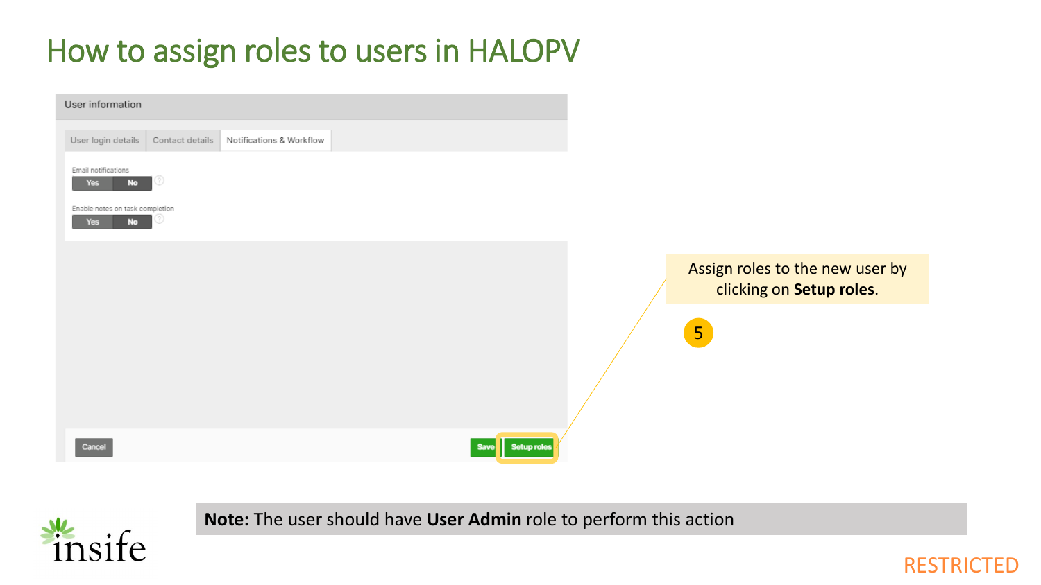# How to assign roles to users in HALOPV

User information

User login details | Contact details | Notifications & Workflow

Email notifications
Yes No

Enable notes on task completion
Yes No

Cancel | Save | Setup roles

Assign roles to the new user by clicking on **Setup roles**.

5

**Note:** The user should have **User Admin** role to perform this action

RESTRICTED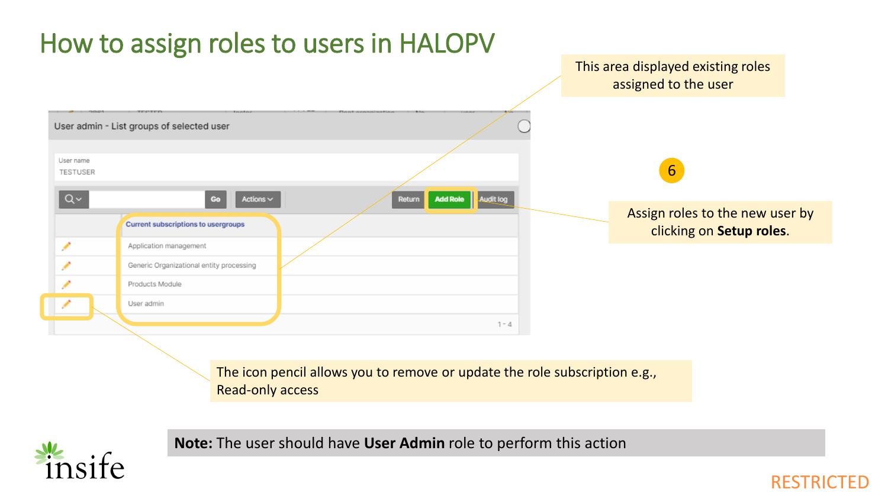# How to assign roles to users in HALOPV

User admin - List groups of selected user

User name
TESTUSER

Go | Actions | Return | Add Role | Audit log

| | Current subscriptions to usergroups |
|---|---|
| ✏ | Application management |
| ✏ | Generic Organizational entity processing |
| ✏ | Products Module |
| ✏ | User admin |

1 - 4

This area displayed existing roles assigned to the user

6

Assign roles to the new user by clicking on **Setup roles**.

The icon pencil allows you to remove or update the role subscription e.g., Read-only access

**Note:** The user should have **User Admin** role to perform this action

insife

RESTRICTED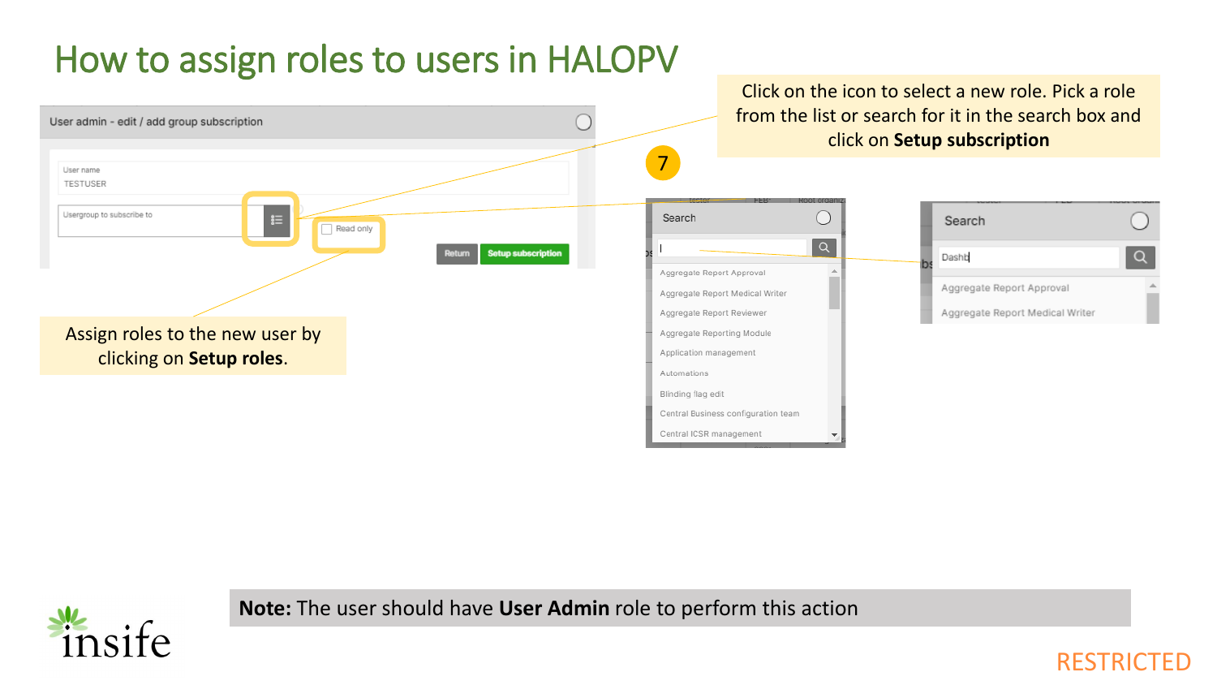# How to assign roles to users in HALOPV

User admin - edit / add group subscription

User name
TESTUSER

Usergroup to subscribe to

Read only

Return | Setup subscription

Assign roles to the new user by clicking on **Setup roles**.

7

Click on the icon to select a new role. Pick a role from the list or search for it in the search box and click on **Setup subscription**

Search

- Aggregate Report Approval
- Aggregate Report Medical Writer
- Aggregate Report Reviewer
- Aggregate Reporting Module
- Application management
- Automations
- Blinding flag edit
- Central Business configuration team
- Central ICSR management

Search

Dashb

- Aggregate Report Approval
- Aggregate Report Medical Writer

**Note:** The user should have **User Admin** role to perform this action

RESTRICTED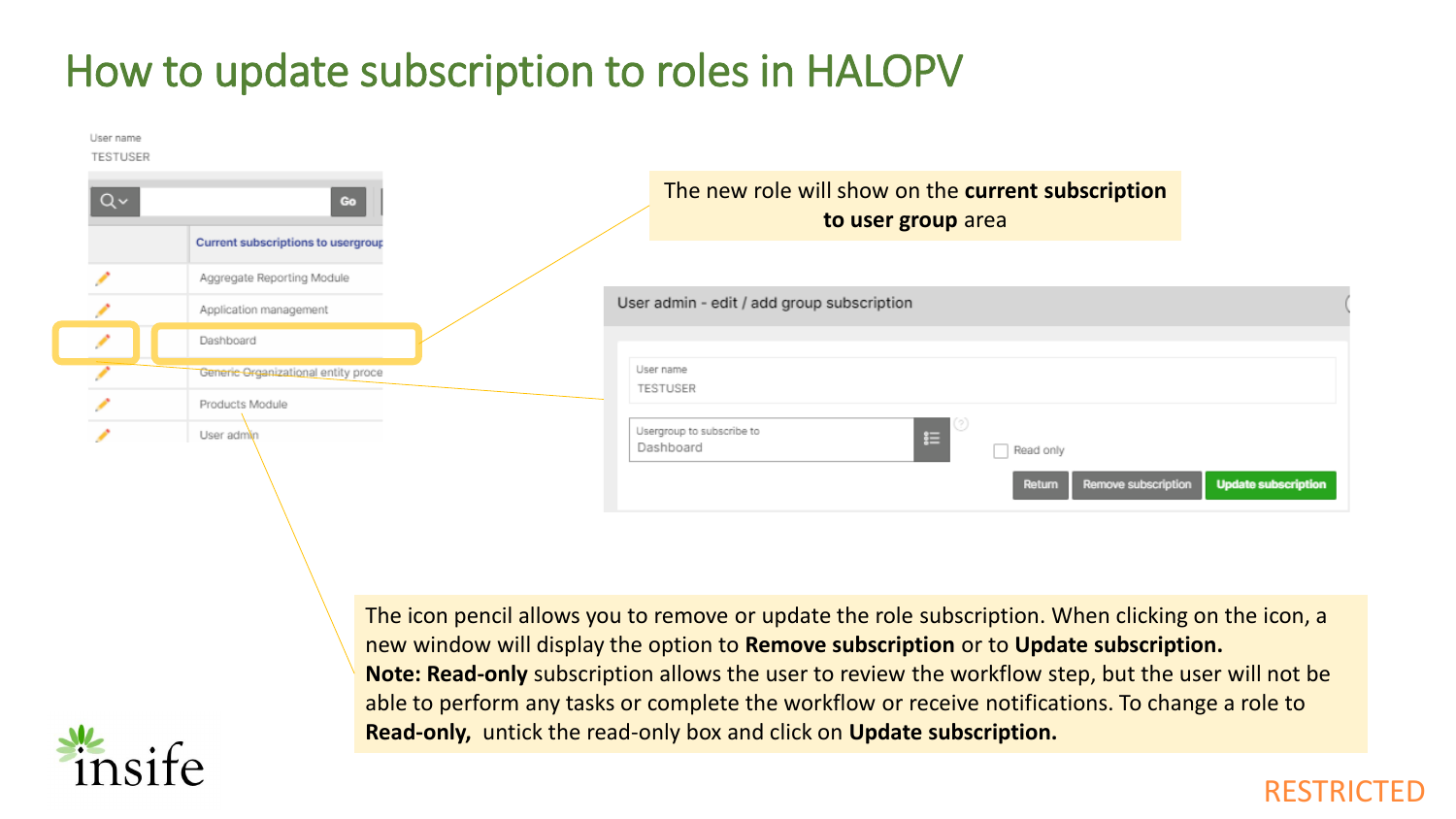# How to update subscription to roles in HALOPV

User name
TESTUSER

| | Current subscriptions to usergroup |
|---|---|
| ✏ | Aggregate Reporting Module |
| ✏ | Application management |
| ✏ | Dashboard |
| ✏ | Generic Organizational entity proce |
| ✏ | Products Module |
| ✏ | User admin |

The new role will show on the **current subscription to user group** area

**User admin - edit / add group subscription**

User name
TESTUSER

Usergroup to subscribe to
Dashboard

Read only

Return | Remove subscription | Update subscription

The icon pencil allows you to remove or update the role subscription. When clicking on the icon, a new window will display the option to **Remove subscription** or to **Update subscription.**
**Note: Read-only** subscription allows the user to review the workflow step, but the user will not be able to perform any tasks or complete the workflow or receive notifications. To change a role to **Read-only,** untick the read-only box and click on **Update subscription.**

RESTRICTED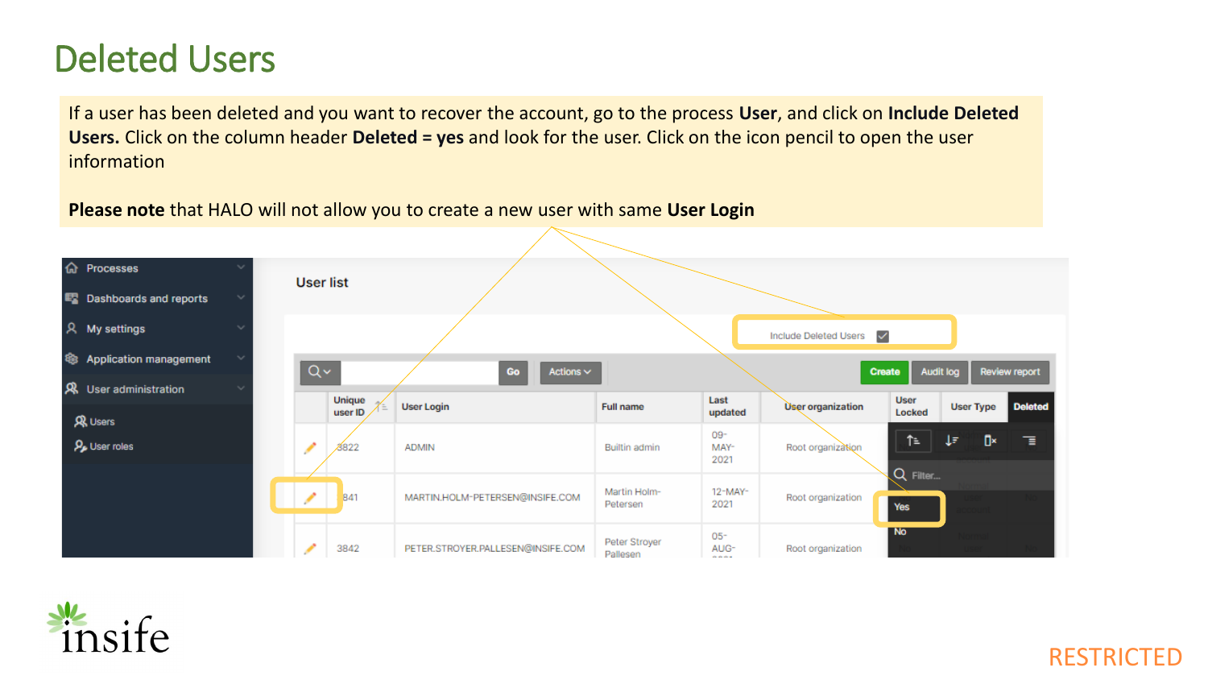# Deleted Users

If a user has been deleted and you want to recover the account, go to the process **User**, and click on **Include Deleted Users.** Click on the column header **Deleted = yes** and look for the user. Click on the icon pencil to open the user information

**Please note** that HALO will not allow you to create a new user with same **User Login**

RESTRICTED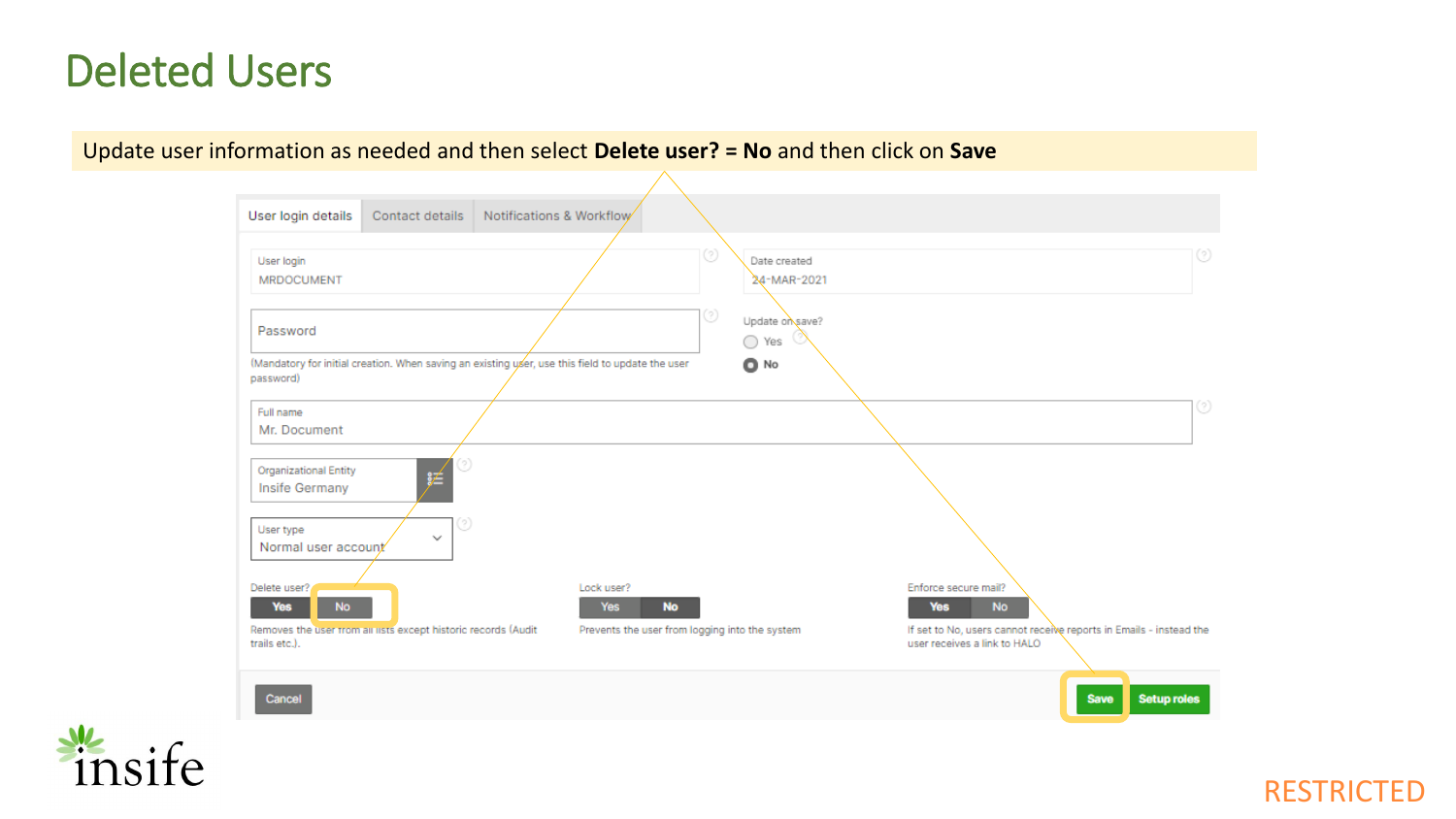# Deleted Users

Update user information as needed and then select **Delete user? = No** and then click on **Save**

User login details | Contact details | Notifications & Workflow

User login
MRDOCUMENT

Date created
24-MAR-2021

Password

(Mandatory for initial creation. When saving an existing user, use this field to update the user password)

Update on save?
Yes
No

Full name
Mr. Document

Organizational Entity
Insife Germany

User type
Normal user account

Delete user?
Yes No
Removes the user from all lists except historic records (Audit trails etc.).

Lock user?
Yes No
Prevents the user from logging into the system

Enforce secure mail?
Yes No
If set to No, users cannot receive reports in Emails - instead the user receives a link to HALO

Cancel | Save | Setup roles

RESTRICTED